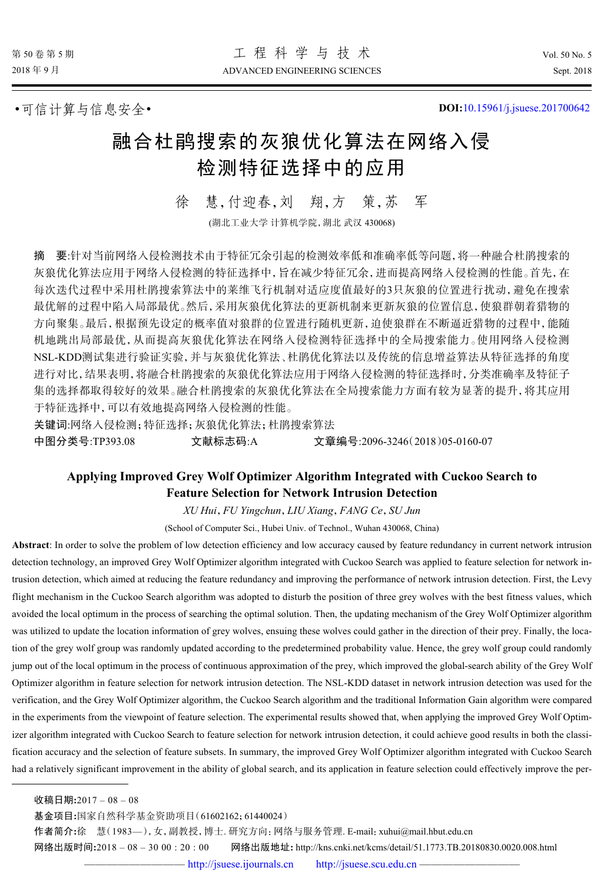•可信计算与信息安全•

DOI:10.15961/j.jsuese.201700642

# 融合杜鹃搜索的灰狼优化算法在网络入侵检测特征选择中的应用

徐 慧,付迎春,刘 翔,方 策,苏 军

(湖北工业大学 计算机学院,湖北 武汉 430068)

**摘 要**:针对当前网络入侵检测技术由于特征冗余引起的检测效率低和准确率低等问题,将一种融合杜鹃搜索的灰狼优化算法应用于网络入侵检测的特征选择中,旨在减少特征冗余,进而提高网络入侵检测的性能。首先,在每次迭代过程中采用杜鹃搜索算法中的莱维飞行机制对适应度值最好的3只灰狼的位置进行扰动,避免在搜索最优解的过程中陷入局部最优。然后,采用灰狼优化算法的更新机制来更新灰狼的位置信息,使狼群朝着猎物的方向聚集。最后,根据预先设定的概率值对狼群的位置进行随机更新,迫使狼群在不断逼近猎物的过程中,能随机地跳出局部最优,从而提高灰狼优化算法在网络入侵检测特征选择中的全局搜索能力。使用网络入侵检测NSL-KDD测试集进行验证实验,并与灰狼优化算法、杜鹃优化算法以及传统的信息增益算法从特征选择的角度进行对比,结果表明,将融合杜鹃搜索的灰狼优化算法应用于网络入侵检测的特征选择时,分类准确率及特征子集的选择都取得较好的效果。融合杜鹃搜索的灰狼优化算法在全局搜索能力方面有较为显著的提升,将其应用于特征选择中,可以有效地提高网络入侵检测的性能。

**关键词**:网络入侵检测;特征选择;灰狼优化算法;杜鹃搜索算法

**中图分类号**:TP393.08 **文献标志码**:A **文章编号**:2096-3246(2018)05-0160-07

# Applying Improved Grey Wolf Optimizer Algorithm Integrated with Cuckoo Search to Feature Selection for Network Intrusion Detection

*XU Hui*, *FU Yingchun*, *LIU Xiang*, *FANG Ce*, *SU Jun*

(School of Computer Sci., Hubei Univ. of Technol., Wuhan 430068, China)

**Abstract**: In order to solve the problem of low detection efficiency and low accuracy caused by feature redundancy in current network intrusion detection technology, an improved Grey Wolf Optimizer algorithm integrated with Cuckoo Search was applied to feature selection for network intrusion detection, which aimed at reducing the feature redundancy and improving the performance of network intrusion detection. First, the Levy flight mechanism in the Cuckoo Search algorithm was adopted to disturb the position of three grey wolves with the best fitness values, which avoided the local optimum in the process of searching the optimal solution. Then, the updating mechanism of the Grey Wolf Optimizer algorithm was utilized to update the location information of grey wolves, ensuing these wolves could gather in the direction of their prey. Finally, the location of the grey wolf group was randomly updated according to the predetermined probability value. Hence, the grey wolf group could randomly jump out of the local optimum in the process of continuous approximation of the prey, which improved the global-search ability of the Grey Wolf Optimizer algorithm in feature selection for network intrusion detection. The NSL-KDD dataset in network intrusion detection was used for the verification, and the Grey Wolf Optimizer algorithm, the Cuckoo Search algorithm and the traditional Information Gain algorithm were compared in the experiments from the viewpoint of feature selection. The experimental results showed that, when applying the improved Grey Wolf Optimizer algorithm integrated with Cuckoo Search to feature selection for network intrusion detection, it could achieve good results in both the classification accuracy and the selection of feature subsets. In summary, the improved Grey Wolf Optimizer algorithm integrated with Cuckoo Search had a relatively significant improvement in the ability of global search, and its application in feature selection could effectively improve the per-

---

**收稿日期**:2017 – 08 – 08

**基金项目**:国家自然科学基金资助项目(61602162;61440024)

**作者简介**:徐 慧(1983—),女,副教授,博士. 研究方向:网络与服务管理. E-mail: xuhui@mail.hbut.edu.cn

**网络出版时间**:2018 – 08 – 30 00 : 20 : 00 **网络出版地址**: http://kns.cnki.net/kcms/detail/51.1773.TB.20180830.0020.008.html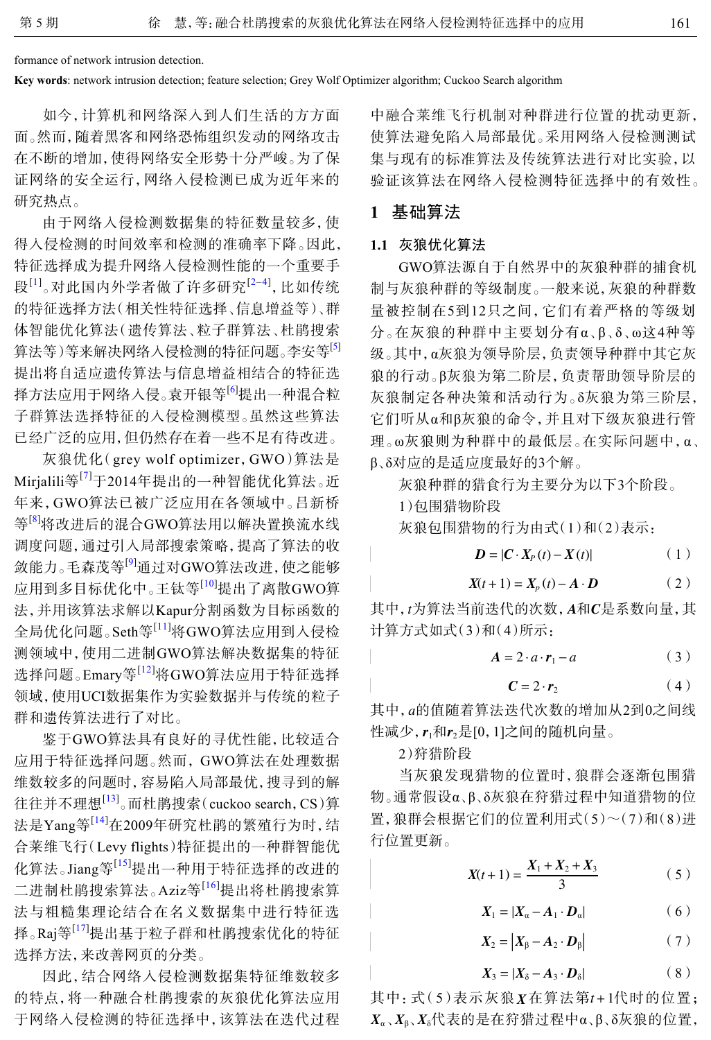formance of network intrusion detection.

**Key words**: network intrusion detection; feature selection; Grey Wolf Optimizer algorithm; Cuckoo Search algorithm

如今，计算机和网络深入到人们生活的方方面面。然而，随着黑客和网络恐怖组织发动的网络攻击在不断的增加，使得网络安全形势十分严峻。为了保证网络的安全运行，网络入侵检测已成为近年来的研究热点。

由于网络入侵检测数据集的特征数量较多，使得入侵检测的时间效率和检测的准确率下降。因此，特征选择成为提升网络入侵检测性能的一个重要手段[1]。对此国内外学者做了许多研究[2-4]，比如传统的特征选择方法（相关性特征选择、信息增益等）、群体智能优化算法（遗传算法、粒子群算法、杜鹃搜索算法等）等来解决网络入侵检测的特征问题。李安等[5]提出将自适应遗传算法与信息增益相结合的特征选择方法应用于网络入侵。袁开银等[6]提出一种混合粒子群算法选择特征的入侵检测模型。虽然这些算法已经广泛的应用，但仍然存在着一些不足有待改进。

灰狼优化（grey wolf optimizer，GWO）算法是Mirjalili等[7]于2014年提出的一种智能优化算法。近年来，GWO算法已被广泛应用在各领域中。吕新桥等[8]将改进后的混合GWO算法用以解决置换流水线调度问题，通过引入局部搜索策略，提高了算法的收敛能力。毛森茂等[9]通过对GWO算法改进，使之能够应用到多目标优化中。王钛等[10]提出了离散GWO算法，并用该算法求解以Kapur分割函数为目标函数的全局优化问题。Seth等[11]将GWO算法应用于入侵检测领域中，使用二进制GWO算法解决数据集的特征选择问题。Emary等[12]将GWO算法应用于特征选择领域，使用UCI数据集作为实验数据并与传统的粒子群和遗传算法进行了对比。

鉴于GWO算法具有良好的寻优性能，比较适合应用于特征选择问题。然而，GWO算法在处理数据维数较多的问题时，容易陷入局部最优，搜寻到的解往往并不理想[13]。而杜鹃搜索（cuckoo search，CS）算法是Yang等[14]在2009年研究杜鹃的繁殖行为时，结合莱维飞行（Levy flights）特征提出的一种群智能优化算法。Jiang等[15]提出一种用于特征选择的改进的二进制杜鹃搜索算法。Aziz等[16]提出将杜鹃搜索算法与粗糙集理论结合在名义数据集中进行特征选择。Raj等[17]提出基于粒子群和杜鹃搜索优化的特征选择方法，来改善网页的分类。

因此，结合网络入侵检测数据集特征维数较多的特点，将一种融合杜鹃搜索的灰狼优化算法应用于网络入侵检测的特征选择中，该算法在迭代过程中融合莱维飞行机制对种群进行位置的扰动更新，使算法避免陷入局部最优。采用网络入侵检测测试集与现有的标准算法及传统算法进行对比实验，以验证该算法在网络入侵检测特征选择中的有效性。

## 1 基础算法

### 1.1 灰狼优化算法

GWO算法源自于自然界中的灰狼种群的捕食机制与灰狼种群的等级制度。一般来说，灰狼的种群数量被控制在5到12只之间，它们有着严格的等级划分。在灰狼的种群中主要划分有α、β、δ、ω这4种等级。其中，α灰狼为领导阶层，负责领导种群中其它灰狼的行动。β灰狼为第二阶层，负责帮助领导阶层的灰狼制定各种决策和活动行为。δ灰狼为第三阶层，它们听从α和β灰狼的命令，并且对下级灰狼进行管理。ω灰狼则为种群中的最低层。在实际问题中，α、β、δ对应的是适应度最好的3个解。

灰狼种群的猎食行为主要分为以下3个阶段。

1）包围猎物阶段

灰狼包围猎物的行为由式（1）和（2）表示：

$$\boldsymbol{D} = |\boldsymbol{C} \cdot \boldsymbol{X}_P(t) - \boldsymbol{X}(t)| \tag{1}$$

$$\boldsymbol{X}(t+1) = \boldsymbol{X}_p(t) - \boldsymbol{A} \cdot \boldsymbol{D} \tag{2}$$

其中，$t$为算法当前迭代的次数，$\boldsymbol{A}$和$\boldsymbol{C}$是系数向量，其计算方式如式（3）和（4）所示：

$$\boldsymbol{A} = 2 \cdot a \cdot \boldsymbol{r}_1 - a \tag{3}$$

$$\boldsymbol{C} = 2 \cdot \boldsymbol{r}_2 \tag{4}$$

其中，$a$的值随着算法迭代次数的增加从2到0之间线性减少，$\boldsymbol{r}_1$和$\boldsymbol{r}_2$是[0, 1]之间的随机向量。

2）狩猎阶段

当灰狼发现猎物的位置时，狼群会逐渐包围猎物。通常假设α、β、δ灰狼在狩猎过程中知道猎物的位置，狼群会根据它们的位置利用式（5）～（7）和（8）进行位置更新。

$$\boldsymbol{X}(t+1) = \frac{\boldsymbol{X}_1 + \boldsymbol{X}_2 + \boldsymbol{X}_3}{3} \tag{5}$$

$$\boldsymbol{X}_1 = |\boldsymbol{X}_\alpha - \boldsymbol{A}_1 \cdot \boldsymbol{D}_\alpha| \tag{6}$$

$$\boldsymbol{X}_2 = |\boldsymbol{X}_\beta - \boldsymbol{A}_2 \cdot \boldsymbol{D}_\beta| \tag{7}$$

$$\boldsymbol{X}_3 = |\boldsymbol{X}_\delta - \boldsymbol{A}_3 \cdot \boldsymbol{D}_\delta| \tag{8}$$

其中：式（5）表示灰狼$\boldsymbol{X}$在算法第$t+1$代时的位置；$\boldsymbol{X}_\alpha$、$\boldsymbol{X}_\beta$、$\boldsymbol{X}_\delta$代表的是在狩猎过程中α、β、δ灰狼的位置，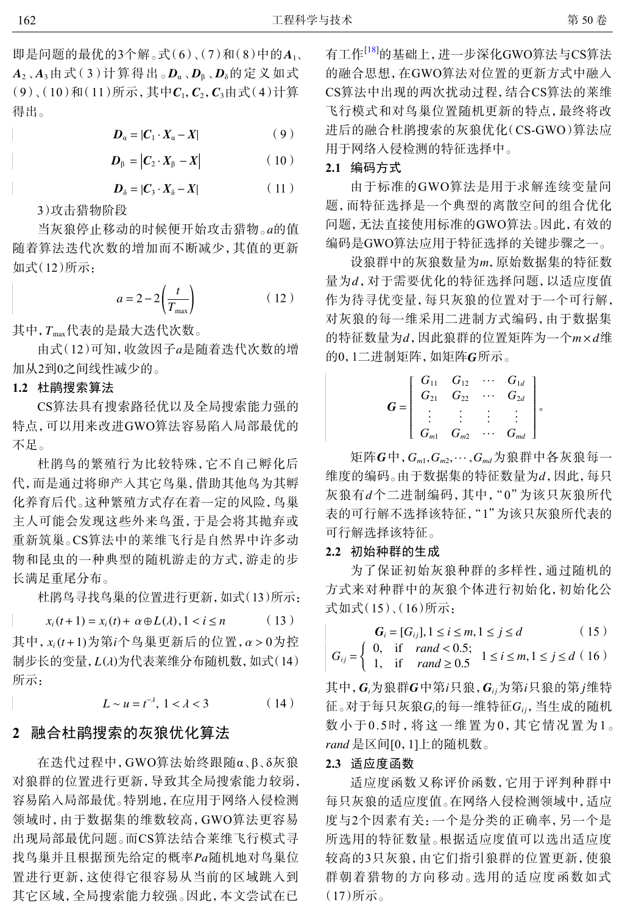即是问题的最优的3个解。式(6)、(7)和(8)中的$\boldsymbol{A}_1$、$\boldsymbol{A}_2$、$\boldsymbol{A}_3$由式(3)计算得出。$\boldsymbol{D}_\alpha$、$\boldsymbol{D}_\beta$、$\boldsymbol{D}_\delta$的定义如式(9)、(10)和(11)所示，其中$\boldsymbol{C}_1,\boldsymbol{C}_2,\boldsymbol{C}_3$由式(4)计算得出。

$$\boldsymbol{D}_\alpha = |\boldsymbol{C}_1 \cdot \boldsymbol{X}_\alpha - \boldsymbol{X}| \quad (9)$$

$$\boldsymbol{D}_\beta = |\boldsymbol{C}_2 \cdot \boldsymbol{X}_\beta - \boldsymbol{X}| \quad (10)$$

$$\boldsymbol{D}_\delta = |\boldsymbol{C}_3 \cdot \boldsymbol{X}_\delta - \boldsymbol{X}| \quad (11)$$

3)攻击猎物阶段

当灰狼停止移动的时候便开始攻击猎物。$a$的值随着算法迭代次数的增加而不断减少，其值的更新如式(12)所示：

$$a = 2 - 2\left(\frac{t}{T_{\max}}\right) \quad (12)$$

其中，$T_{\max}$代表的是最大迭代次数。

由式(12)可知，收敛因子$a$是随着迭代次数的增加从2到0之间线性减少的。

### 1.2 杜鹃搜索算法

CS算法具有搜索路径优以及全局搜索能力强的特点，可以用来改进GWO算法容易陷入局部最优的不足。

杜鹃鸟的繁殖行为比较特殊，它不自己孵化后代，而是通过将卵产入其它鸟巢，借助其他鸟为其孵化养育后代。这种繁殖方式存在着一定的风险，鸟巢主人可能会发现这些外来鸟蛋，于是会将其抛弃或重新筑巢。CS算法中的莱维飞行是自然界中许多动物和昆虫的一种典型的随机游走的方式，游走的步长满足重尾分布。

杜鹃鸟寻找鸟巢的位置进行更新，如式(13)所示：

$$x_i(t+1) = x_i(t) + \alpha \oplus L(\lambda), 1 < i \le n \quad (13)$$

其中，$x_i(t+1)$为第$i$个鸟巢更新后的位置，$\alpha > 0$为控制步长的变量，$L(\lambda)$为代表莱维分布随机数，如式(14)所示：

$$L \sim u = t^{-\lambda},\ 1 < \lambda < 3 \quad (14)$$

## 2 融合杜鹃搜索的灰狼优化算法

在迭代过程中，GWO算法始终跟随α、β、δ灰狼对狼群的位置进行更新，导致其全局搜索能力较弱，容易陷入局部最优。特别地，在应用于网络入侵检测领域时，由于数据集的维数较高，GWO算法更容易出现局部最优问题。而CS算法结合莱维飞行模式寻找鸟巢并且根据预先给定的概率$Pa$随机地对鸟巢位置进行更新，这使得它很容易从当前的区域跳入到其它区域，全局搜索能力较强。因此，本文尝试在已有工作[18]的基础上，进一步深化GWO算法与CS算法的融合思想，在GWO算法对位置的更新方式中融入CS算法中出现的两次扰动过程，结合CS算法的莱维飞行模式和对鸟巢位置随机更新的特点，最终将改进后的融合杜鹃搜索的灰狼优化(CS-GWO)算法应用于网络入侵检测的特征选择中。

### 2.1 编码方式

由于标准的GWO算法是用于求解连续变量问题，而特征选择是一个典型的离散空间的组合优化问题，无法直接使用标准的GWO算法。因此，有效的编码是GWO算法应用于特征选择的关键步骤之一。

设狼群中的灰狼数量为$m$，原始数据集的特征数量为$d$，对于需要优化的特征选择问题，以适应度值作为待寻优变量，每只灰狼的位置对于一个可行解，对灰狼的每一维采用二进制方式编码，由于数据集的特征数量为$d$，因此狼群的位置矩阵为一个$m \times d$维的0，1二进制矩阵，如矩阵$\boldsymbol{G}$所示。

$$\boldsymbol{G} = \begin{bmatrix} G_{11} & G_{12} & \cdots & G_{1d} \\ G_{21} & G_{22} & \cdots & G_{2d} \\ \vdots & \vdots & \vdots & \vdots \\ G_{m1} & G_{m2} & \cdots & G_{md} \end{bmatrix}。$$

矩阵$\boldsymbol{G}$中，$G_{m1},G_{m2},\cdots,G_{md}$为狼群中各灰狼每一维度的编码。由于数据集的特征数量为$d$，因此，每只灰狼有$d$个二进制编码，其中，“0”为该只灰狼所代表的可行解不选择该特征，“1”为该只灰狼所代表的可行解选择该特征。

### 2.2 初始种群的生成

为了保证初始灰狼种群的多样性，通过随机的方式来对种群中的灰狼个体进行初始化，初始化公式如式(15)、(16)所示：

$$\boldsymbol{G}_i = [G_{ij}], 1 \le i \le m, 1 \le j \le d \quad (15)$$

$$G_{ij} = \begin{cases} 0, & \text{if} \quad rand < 0.5; \\ 1, & \text{if} \quad rand \ge 0.5 \end{cases} \quad 1 \le i \le m, 1 \le j \le d \quad (16)$$

其中，$\boldsymbol{G}_i$为狼群$\boldsymbol{G}$中第$i$只狼，$\boldsymbol{G}_{ij}$为第$i$只狼的第$j$维特征。对于每只灰狼$G_i$的每一维特征$G_{ij}$，当生成的随机数小于0.5时，将这一维置为0，其它情况置为1。$rand$是区间[0, 1]上的随机数。

### 2.3 适应度函数

适应度函数又称评价函数，它用于评判种群中每只灰狼的适应度值。在网络入侵检测领域中，适应度与2个因素有关：一个是分类的正确率，另一个是所选用的特征数量。根据适应度值可以选出适应度较高的3只灰狼，由它们指引狼群的位置更新，使狼群朝着猎物的方向移动。选用的适应度函数如式(17)所示。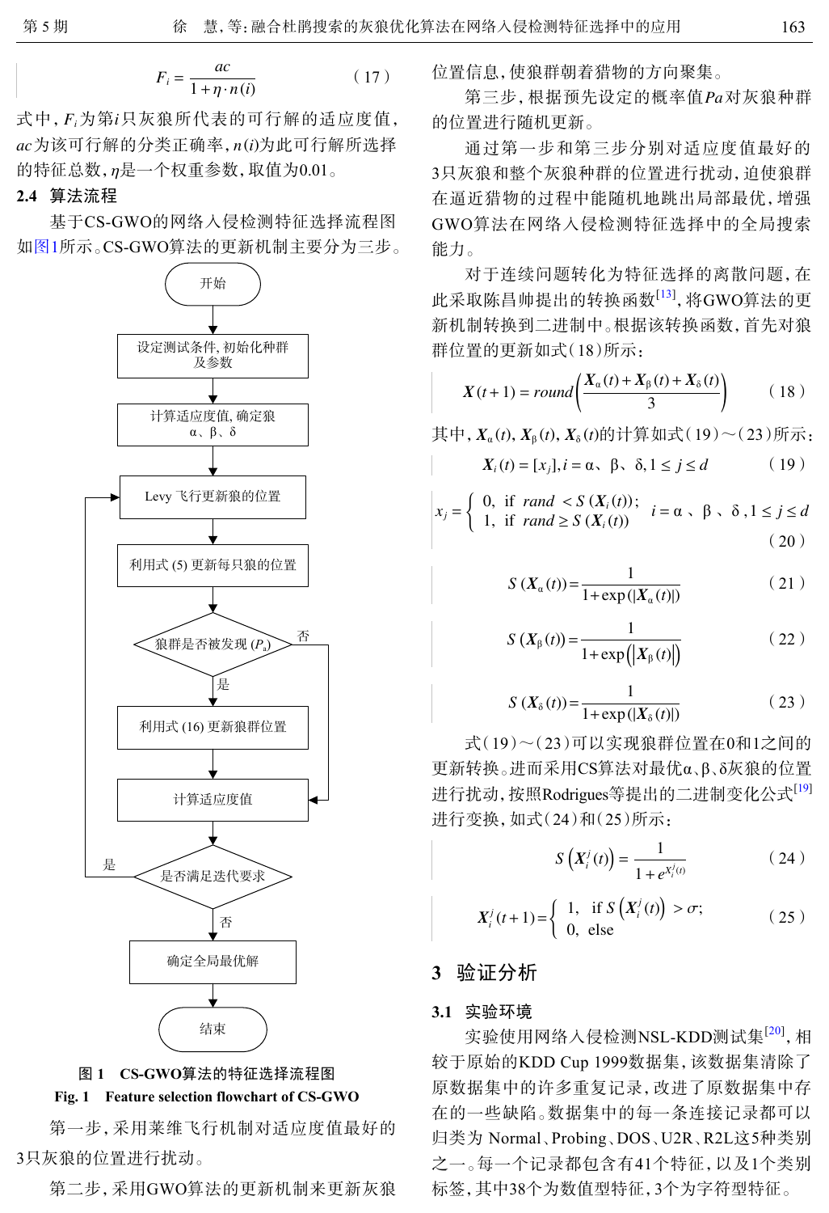$$F_i = \frac{ac}{1+\eta \cdot n(i)} \tag{17}$$

式中，$F_i$ 为第 $i$ 只灰狼所代表的可行解的适应度值，$ac$ 为该可行解的分类正确率，$n(i)$ 为此可行解所选择的特征总数，$\eta$ 是一个权重参数，取值为0.01。

### 2.4 算法流程

基于CS-GWO的网络入侵检测特征选择流程图如图1所示。CS-GWO算法的更新机制主要分为三步。

图 1 CS-GWO算法的特征选择流程图

**Fig. 1 Feature selection flowchart of CS-GWO**

第一步，采用莱维飞行机制对适应度值最好的3只灰狼的位置进行扰动。

第二步，采用GWO算法的更新机制来更新灰狼位置信息，使狼群朝着猎物的方向聚集。

第三步，根据预先设定的概率值 $Pa$ 对灰狼种群的位置进行随机更新。

通过第一步和第三步分别对适应度值最好的3只灰狼和整个灰狼种群的位置进行扰动，迫使狼群在逼近猎物的过程中能随机地跳出局部最优，增强GWO算法在网络入侵检测特征选择中的全局搜索能力。

对于连续问题转化为特征选择的离散问题，在此采取陈昌帅提出的转换函数[13]，将GWO算法的更新机制转换到二进制中。根据该转换函数，首先对狼群位置的更新如式(18)所示：

$$\boldsymbol{X}(t+1) = round\left(\frac{\boldsymbol{X}_\alpha(t)+\boldsymbol{X}_\beta(t)+\boldsymbol{X}_\delta(t)}{3}\right) \tag{18}$$

其中，$\boldsymbol{X}_\alpha(t)$, $\boldsymbol{X}_\beta(t)$, $\boldsymbol{X}_\delta(t)$ 的计算如式(19)～(23)所示：

$$\boldsymbol{X}_i(t) = [x_j], i = \alpha、\beta、\delta, 1 \le j \le d \tag{19}$$

$$x_j = \begin{cases} 0, & \text{if } rand < S(\boldsymbol{X}_i(t)); \\ 1, & \text{if } rand \ge S(\boldsymbol{X}_i(t)) \end{cases} \quad i = \alpha、\beta、\delta, 1 \le j \le d \tag{20}$$

$$S(\boldsymbol{X}_\alpha(t)) = \frac{1}{1+\exp(|\boldsymbol{X}_\alpha(t)|)} \tag{21}$$

$$S(\boldsymbol{X}_\beta(t)) = \frac{1}{1+\exp(|\boldsymbol{X}_\beta(t)|)} \tag{22}$$

$$S(\boldsymbol{X}_\delta(t)) = \frac{1}{1+\exp(|\boldsymbol{X}_\delta(t)|)} \tag{23}$$

式(19)～(23)可以实现狼群位置在0和1之间的更新转换。进而采用CS算法对最优α、β、δ灰狼的位置进行扰动，按照Rodrigues等提出的二进制变化公式[19]进行变换，如式(24)和(25)所示：

$$S\left(\boldsymbol{X}_i^j(t)\right) = \frac{1}{1+e^{\boldsymbol{X}_i^j(t)}} \tag{24}$$

$$\boldsymbol{X}_i^j(t+1) = \begin{cases} 1, & \text{if } S\left(\boldsymbol{X}_i^j(t)\right) > \sigma; \\ 0, & \text{else} \end{cases} \tag{25}$$

## 3 验证分析

### 3.1 实验环境

实验使用网络入侵检测NSL-KDD测试集[20]，相较于原始的KDD Cup 1999数据集，该数据集清除了原数据集中的许多重复记录，改进了原数据集中存在的一些缺陷。数据集中的每一条连接记录都可以归类为 Normal、Probing、DOS、U2R、R2L这5种类别之一。每一个记录都包含有41个特征，以及1个类别标签，其中38个为数值型特征，3个为字符型特征。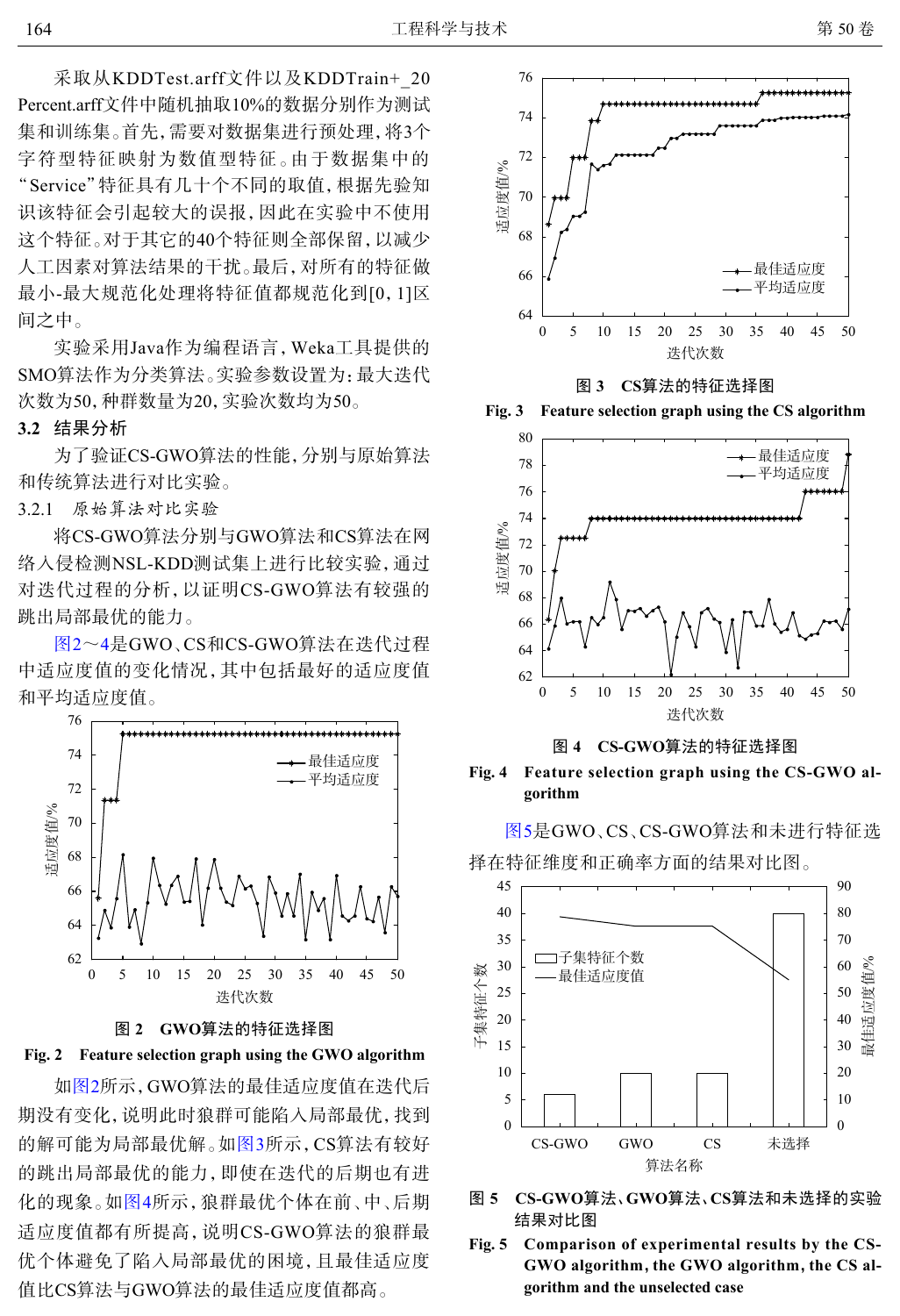采取从KDDTest.arff文件以及KDDTrain+_20Percent.arff文件中随机抽取10%的数据分别作为测试集和训练集。首先，需要对数据集进行预处理，将3个字符型特征映射为数值型特征。由于数据集中的“Service”特征具有几十个不同的取值，根据先验知识该特征会引起较大的误报，因此在实验中不使用这个特征。对于其它的40个特征则全部保留，以减少人工因素对算法结果的干扰。最后，对所有的特征做最小-最大规范化处理将特征值都规范化到[0, 1]区间之中。

实验采用Java作为编程语言，Weka工具提供的SMO算法作为分类算法。实验参数设置为：最大迭代次数为50，种群数量为20，实验次数均为50。

## 3.2 结果分析

为了验证CS-GWO算法的性能，分别与原始算法和传统算法进行对比实验。

### 3.2.1 原始算法对比实验

将CS-GWO算法分别与GWO算法和CS算法在网络入侵检测NSL-KDD测试集上进行比较实验，通过对迭代过程的分析，以证明CS-GWO算法有较强的跳出局部最优的能力。

图2～4是GWO、CS和CS-GWO算法在迭代过程中适应度值的变化情况，其中包括最好的适应度值和平均适应度值。

**图 2 GWO算法的特征选择图**

**Fig. 2 Feature selection graph using the GWO algorithm**

如图2所示，GWO算法的最佳适应度值在迭代后期没有变化，说明此时狼群可能陷入局部最优，找到的解可能为局部最优解。如图3所示，CS算法有较好的跳出局部最优的能力，即使在迭代的后期也有进化的现象。如图4所示，狼群最优个体在前、中、后期适应度值都有所提高，说明CS-GWO算法的狼群最优个体避免了陷入局部最优的困境，且最佳适应度值比CS算法与GWO算法的最佳适应度值都高。

**图 3 CS算法的特征选择图**

**Fig. 3 Feature selection graph using the CS algorithm**

**图 4 CS-GWO算法的特征选择图**

**Fig. 4 Feature selection graph using the CS-GWO algorithm**

图5是GWO、CS、CS-GWO算法和未进行特征选择在特征维度和正确率方面的结果对比图。

**图 5 CS-GWO算法、GWO算法、CS算法和未选择的实验结果对比图**

**Fig. 5 Comparison of experimental results by the CS-GWO algorithm, the GWO algorithm, the CS algorithm and the unselected case**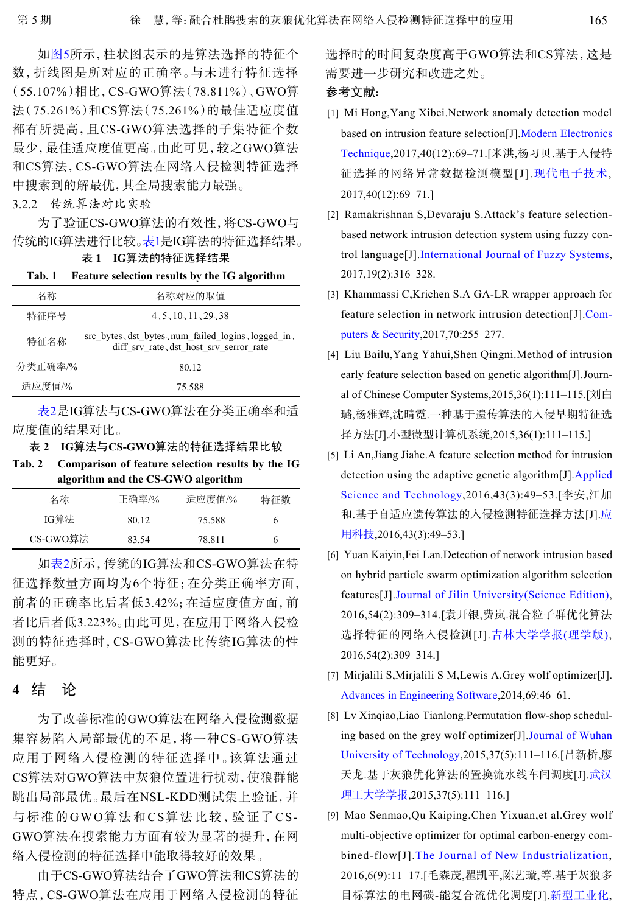如图5所示，柱状图表示的是算法选择的特征个数，折线图是所对应的正确率。与未进行特征选择(55.107%)相比，CS-GWO算法(78.811%)、GWO算法(75.261%)和CS算法(75.261%)的最佳适应度值都有所提高，且CS-GWO算法选择的子集特征个数最少，最佳适应度值更高。由此可见，较之GWO算法和CS算法，CS-GWO算法在网络入侵检测特征选择中搜索到的解最优，其全局搜索能力最强。

### 3.2.2 传统算法对比实验

为了验证CS-GWO算法的有效性，将CS-GWO与传统的IG算法进行比较。表1是IG算法的特征选择结果。

表1 IG算法的特征选择结果

**Tab. 1 Feature selection results by the IG algorithm**

| 名称 | 名称对应的取值 |
| --- | --- |
| 特征序号 | 4、5、10、11、29、38 |
| 特征名称 | src_bytes、dst_bytes、num_failed_logins、logged_in、diff_srv_rate、dst_host_srv_serror_rate |
| 分类正确率/% | 80.12 |
| 适应度值/% | 75.588 |

表2是IG算法与CS-GWO算法在分类正确率和适应度值的结果对比。

表2 IG算法与CS-GWO算法的特征选择结果比较

**Tab. 2 Comparison of feature selection results by the IG algorithm and the CS-GWO algorithm**

| 名称 | 正确率/% | 适应度值/% | 特征数 |
| --- | --- | --- | --- |
| IG算法 | 80.12 | 75.588 | 6 |
| CS-GWO算法 | 83.54 | 78.811 | 6 |

如表2所示，传统的IG算法和CS-GWO算法在特征选择数量方面均为6个特征；在分类正确率方面，前者的正确率比后者低3.42%；在适应度值方面，前者比后者低3.223%。由此可见，在应用于网络入侵检测的特征选择时，CS-GWO算法比传统IG算法的性能更好。

## 4 结 论

为了改善标准的GWO算法在网络入侵检测数据集容易陷入局部最优的不足，将一种CS-GWO算法应用于网络入侵检测的特征选择中。该算法通过CS算法对GWO算法中灰狼位置进行扰动，使狼群能跳出局部最优。最后在NSL-KDD测试集上验证，并与标准的GWO算法和CS算法比较，验证了CS-GWO算法在搜索能力方面有较为显著的提升，在网络入侵检测的特征选择中能取得较好的效果。

由于CS-GWO算法结合了GWO算法和CS算法的特点，CS-GWO算法在应用于网络入侵检测的特征选择时的时间复杂度高于GWO算法和CS算法，这是需要进一步研究和改进之处。

**参考文献:**

[1] Mi Hong,Yang Xibei.Network anomaly detection model based on intrusion feature selection[J].Modern Electronics Technique,2017,40(12):69–71.[米洪,杨习贝.基于入侵特征选择的网络异常数据检测模型[J].现代电子技术,2017,40(12):69–71.]

[2] Ramakrishnan S,Devaraju S.Attack's feature selection-based network intrusion detection system using fuzzy control language[J].International Journal of Fuzzy Systems,2017,19(2):316–328.

[3] Khammassi C,Krichen S.A GA-LR wrapper approach for feature selection in network intrusion detection[J].Computers & Security,2017,70:255–277.

[4] Liu Bailu,Yang Yahui,Shen Qingni.Method of intrusion early feature selection based on genetic algorithm[J].Journal of Chinese Computer Systems,2015,36(1):111–115.[刘白璐,杨雅辉,沈晴霓.一种基于遗传算法的入侵早期特征选择方法[J].小型微型计算机系统,2015,36(1):111–115.]

[5] Li An,Jiang Jiahe.A feature selection method for intrusion detection using the adaptive genetic algorithm[J].Applied Science and Technology,2016,43(3):49–53.[李安,江加和.基于自适应遗传算法的入侵检测特征选择方法[J].应用科技,2016,43(3):49–53.]

[6] Yuan Kaiyin,Fei Lan.Detection of network intrusion based on hybrid particle swarm optimization algorithm selection features[J].Journal of Jilin University(Science Edition),2016,54(2):309–314.[袁开银,费岚.混合粒子群优化算法选择特征的网络入侵检测[J].吉林大学学报(理学版),2016,54(2):309–314.]

[7] Mirjalili S,Mirjalili S M,Lewis A.Grey wolf optimizer[J].Advances in Engineering Software,2014,69:46–61.

[8] Lv Xinqiao,Liao Tianlong.Permutation flow-shop scheduling based on the grey wolf optimizer[J].Journal of Wuhan University of Technology,2015,37(5):111–116.[吕新桥,廖天龙.基于灰狼优化算法的置换流水线车间调度[J].武汉理工大学学报,2015,37(5):111–116.]

[9] Mao Senmao,Qu Kaiping,Chen Yixuan,et al.Grey wolf multi-objective optimizer for optimal carbon-energy combined-flow[J].The Journal of New Industrialization,2016,6(9):11–17.[毛森茂,瞿凯平,陈艺璇,等.基于灰狼多目标算法的电网碳-能复合流优化调度[J].新型工业化,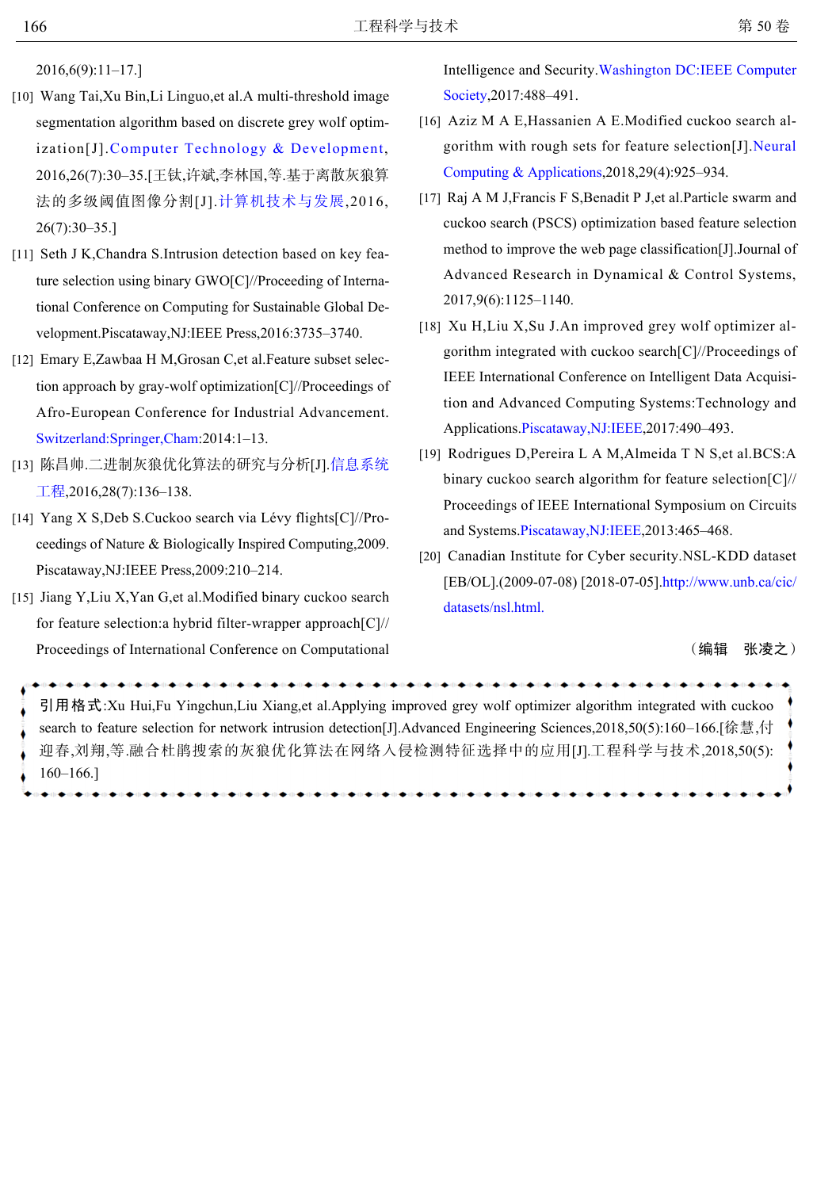2016,6(9):11–17.]

[10] Wang Tai,Xu Bin,Li Linguo,et al.A multi-threshold image segmentation algorithm based on discrete grey wolf optimization[J].Computer Technology & Development,2016,26(7):30–35.[王钛,许斌,李林国,等.基于离散灰狼算法的多级阈值图像分割[J].计算机技术与发展,2016,26(7):30–35.]

[11] Seth J K,Chandra S.Intrusion detection based on key feature selection using binary GWO[C]//Proceeding of International Conference on Computing for Sustainable Global Development.Piscataway,NJ:IEEE Press,2016:3735–3740.

[12] Emary E,Zawbaa H M,Grosan C,et al.Feature subset selection approach by gray-wolf optimization[C]//Proceedings of Afro-European Conference for Industrial Advancement.Switzerland:Springer,Cham:2014:1–13.

[13] 陈昌帅.二进制灰狼优化算法的研究与分析[J].信息系统工程,2016,28(7):136–138.

[14] Yang X S,Deb S.Cuckoo search via Lévy flights[C]//Proceedings of Nature & Biologically Inspired Computing,2009.Piscataway,NJ:IEEE Press,2009:210–214.

[15] Jiang Y,Liu X,Yan G,et al.Modified binary cuckoo search for feature selection:a hybrid filter-wrapper approach[C]//Proceedings of International Conference on Computational Intelligence and Security.Washington DC:IEEE Computer Society,2017:488–491.

[16] Aziz M A E,Hassanien A E.Modified cuckoo search algorithm with rough sets for feature selection[J].Neural Computing & Applications,2018,29(4):925–934.

[17] Raj A M J,Francis F S,Benadit P J,et al.Particle swarm and cuckoo search (PSCS) optimization based feature selection method to improve the web page classification[J].Journal of Advanced Research in Dynamical & Control Systems,2017,9(6):1125–1140.

[18] Xu H,Liu X,Su J.An improved grey wolf optimizer algorithm integrated with cuckoo search[C]//Proceedings of IEEE International Conference on Intelligent Data Acquisition and Advanced Computing Systems:Technology and Applications.Piscataway,NJ:IEEE,2017:490–493.

[19] Rodrigues D,Pereira L A M,Almeida T N S,et al.BCS:A binary cuckoo search algorithm for feature selection[C]//Proceedings of IEEE International Symposium on Circuits and Systems.Piscataway,NJ:IEEE,2013:465–468.

[20] Canadian Institute for Cyber security.NSL-KDD dataset[EB/OL].(2009-07-08) [2018-07-05].http://www.unb.ca/cic/datasets/nsl.html.

（编辑　张凌之）

引用格式:Xu Hui,Fu Yingchun,Liu Xiang,et al.Applying improved grey wolf optimizer algorithm integrated with cuckoo search to feature selection for network intrusion detection[J].Advanced Engineering Sciences,2018,50(5):160–166.[徐慧,付迎春,刘翔,等.融合杜鹃搜索的灰狼优化算法在网络入侵检测特征选择中的应用[J].工程科学与技术,2018,50(5):160–166.]